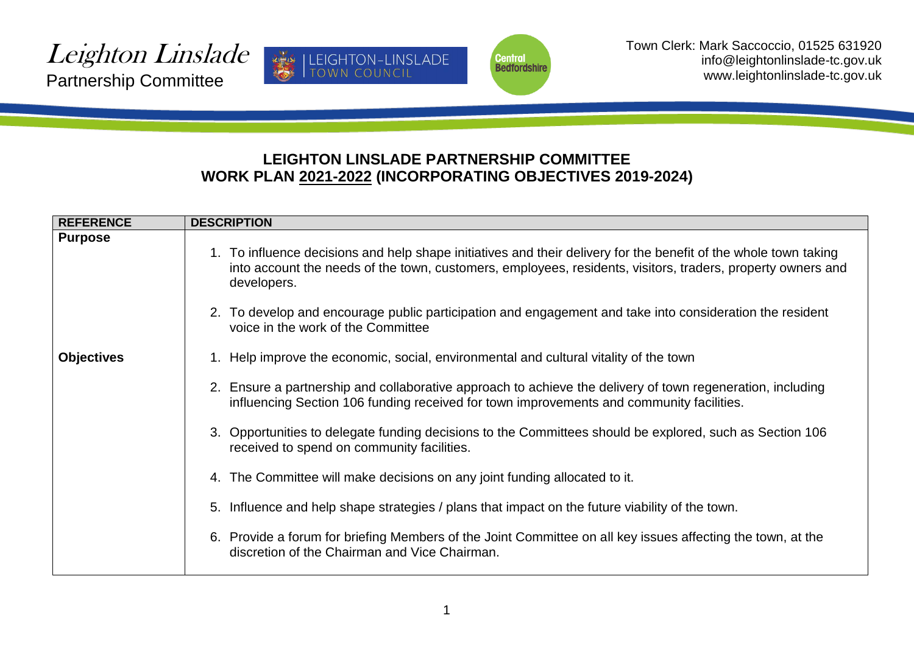Leighton Linslade
Partnership Committee

Town Clerk: Mark Saccoccio, 01525 631920
info@leightonlinslade-tc.gov.uk
www.leightonlinslade-tc.gov.uk

# LEIGHTON LINSLADE PARTNERSHIP COMMITTEE
## WORK PLAN <u>2021-2022</u> (INCORPORATING OBJECTIVES 2019-2024)

| REFERENCE | DESCRIPTION |
|---|---|
| **Purpose** | 1. To influence decisions and help shape initiatives and their delivery for the benefit of the whole town taking into account the needs of the town, customers, employees, residents, visitors, traders, property owners and developers.<br><br>2. To develop and encourage public participation and engagement and take into consideration the resident voice in the work of the Committee |
| **Objectives** | 1. Help improve the economic, social, environmental and cultural vitality of the town<br><br>2. Ensure a partnership and collaborative approach to achieve the delivery of town regeneration, including influencing Section 106 funding received for town improvements and community facilities.<br><br>3. Opportunities to delegate funding decisions to the Committees should be explored, such as Section 106 received to spend on community facilities.<br><br>4. The Committee will make decisions on any joint funding allocated to it.<br><br>5. Influence and help shape strategies / plans that impact on the future viability of the town.<br><br>6. Provide a forum for briefing Members of the Joint Committee on all key issues affecting the town, at the discretion of the Chairman and Vice Chairman. |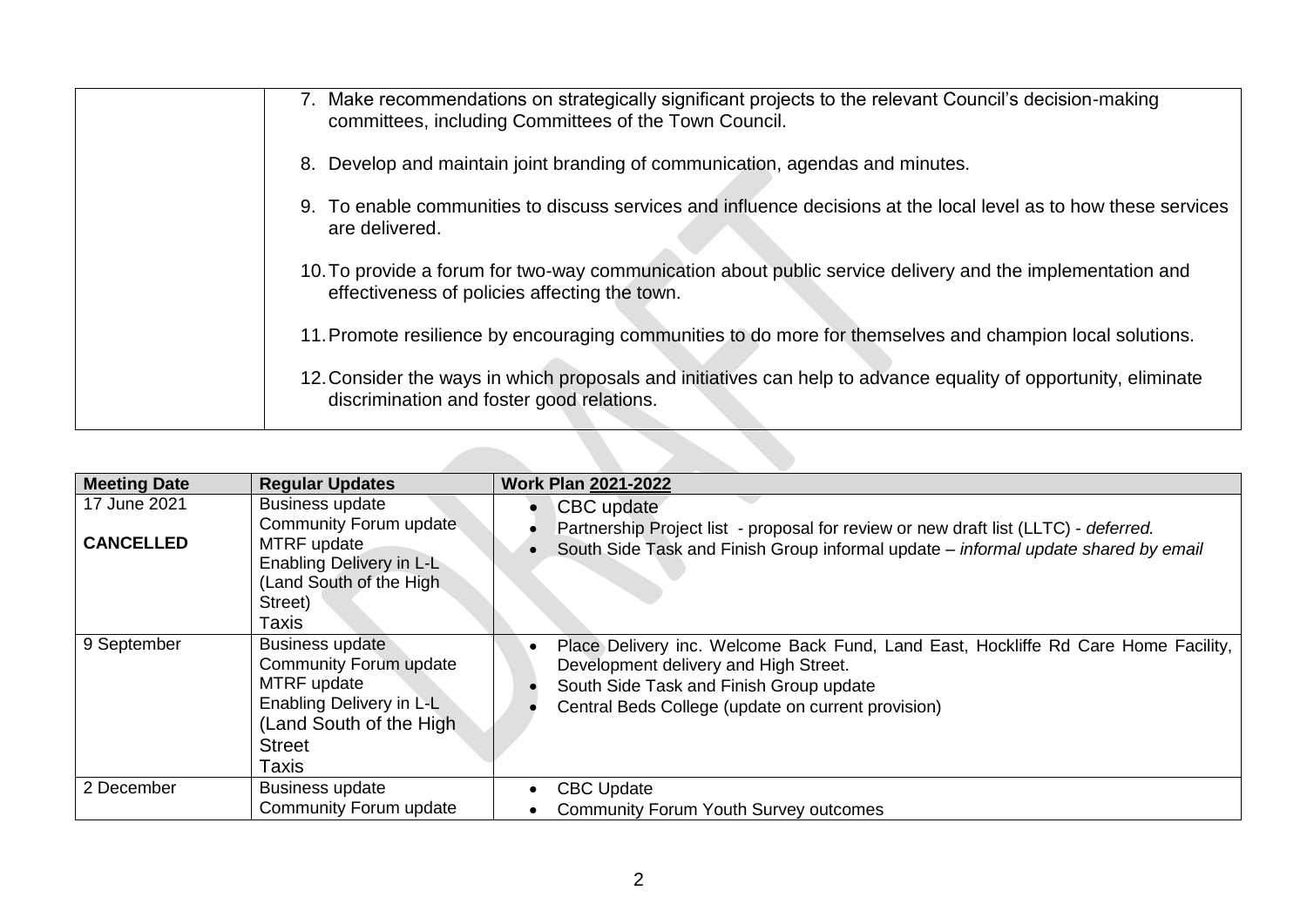| | |
|---|---|
| | 7. Make recommendations on strategically significant projects to the relevant Council's decision-making committees, including Committees of the Town Council.<br><br>8. Develop and maintain joint branding of communication, agendas and minutes.<br><br>9. To enable communities to discuss services and influence decisions at the local level as to how these services are delivered.<br><br>10. To provide a forum for two-way communication about public service delivery and the implementation and effectiveness of policies affecting the town.<br><br>11. Promote resilience by encouraging communities to do more for themselves and champion local solutions.<br><br>12. Consider the ways in which proposals and initiatives can help to advance equality of opportunity, eliminate discrimination and foster good relations. |

| Meeting Date | Regular Updates | Work Plan 2021-2022 |
|---|---|---|
| 17 June 2021<br><br>**CANCELLED** | Business update<br>Community Forum update<br>MTRF update<br>Enabling Delivery in L-L (Land South of the High Street)<br>Taxis | • CBC update<br>• Partnership Project list - proposal for review or new draft list (LLTC) - *deferred.*<br>• South Side Task and Finish Group informal update – *informal update shared by email* |
| 9 September | Business update<br>Community Forum update<br>MTRF update<br>Enabling Delivery in L-L (Land South of the High Street<br>Taxis | • Place Delivery inc. Welcome Back Fund, Land East, Hockliffe Rd Care Home Facility, Development delivery and High Street.<br>• South Side Task and Finish Group update<br>• Central Beds College (update on current provision) |
| 2 December | Business update<br>Community Forum update | • CBC Update<br>• Community Forum Youth Survey outcomes |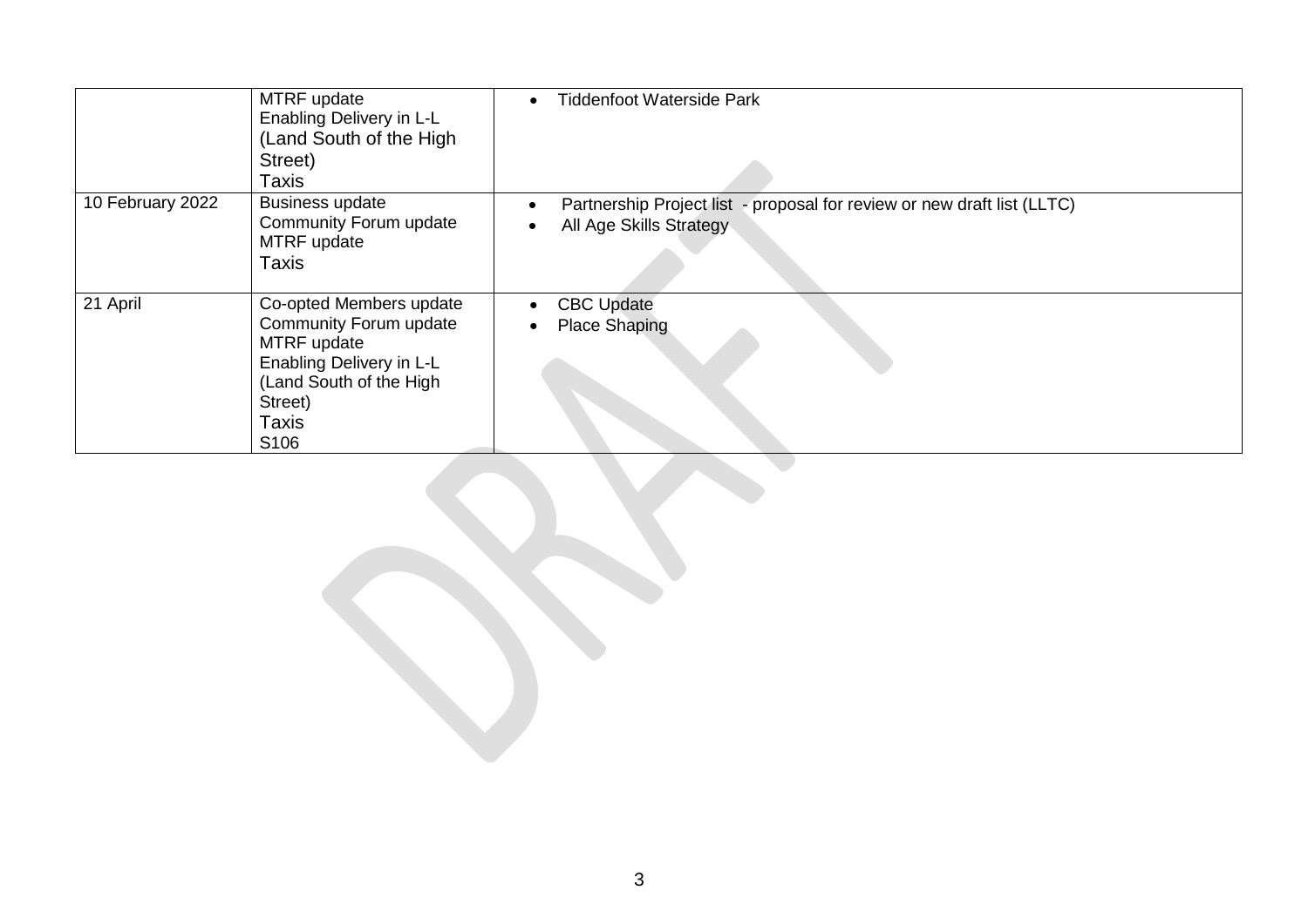| | | |
|---|---|---|
| | MTRF update<br>Enabling Delivery in L-L<br>(Land South of the High Street)<br>Taxis | • Tiddenfoot Waterside Park |
| 10 February 2022 | Business update<br>Community Forum update<br>MTRF update<br>Taxis | • Partnership Project list - proposal for review or new draft list (LLTC)<br>• All Age Skills Strategy |
| 21 April | Co-opted Members update<br>Community Forum update<br>MTRF update<br>Enabling Delivery in L-L<br>(Land South of the High Street)<br>Taxis<br>S106 | • CBC Update<br>• Place Shaping |

DRAFT